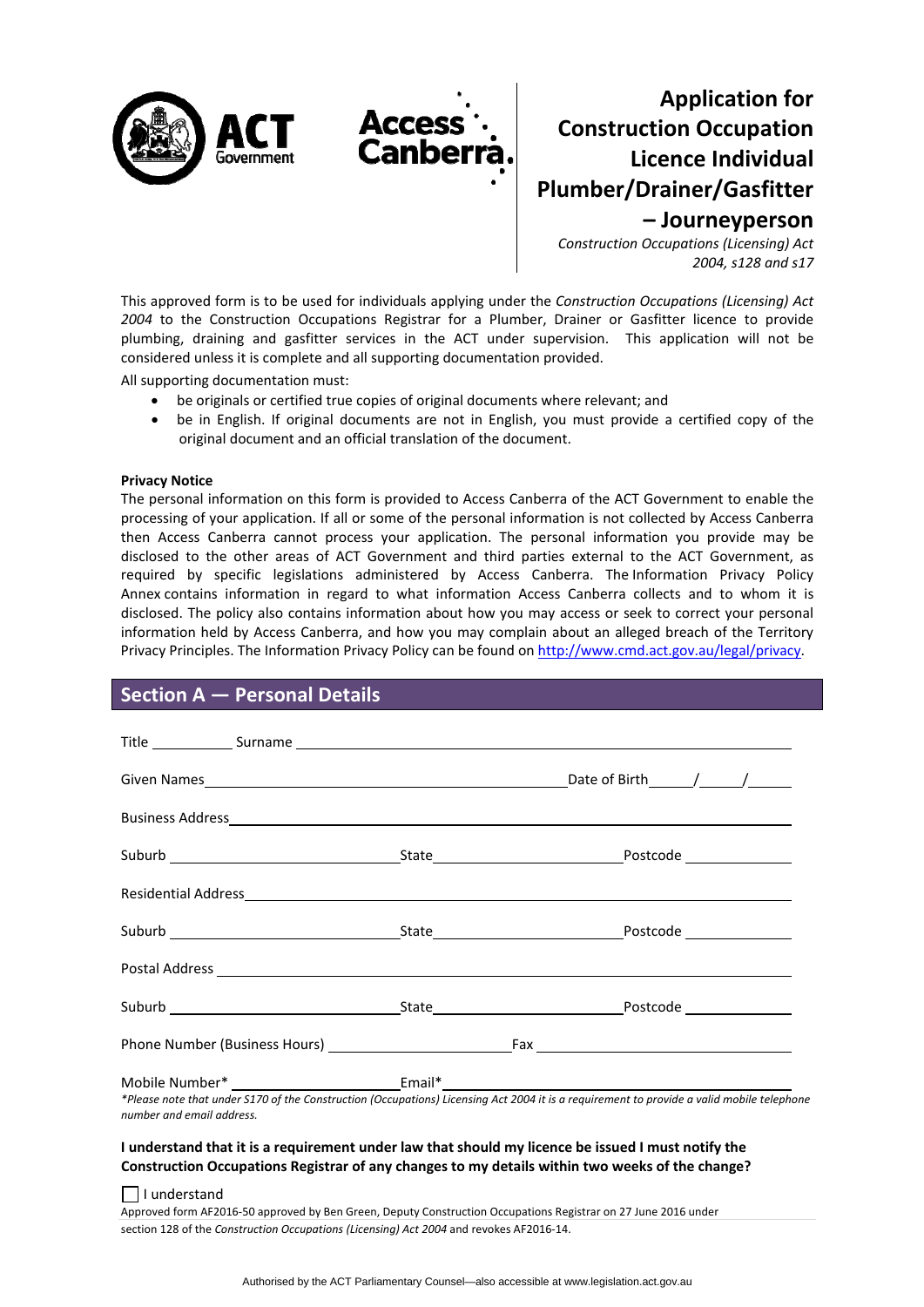# Application for Construction Occupation Licence Individual Plumber/Drainer/Gasfitter – Journeyperson

*Construction Occupations (Licensing) Act 2004, s128 and s17*

This approved form is to be used for individuals applying under the *Construction Occupations (Licensing) Act 2004* to the Construction Occupations Registrar for a Plumber, Drainer or Gasfitter licence to provide plumbing, draining and gasfitter services in the ACT under supervision. This application will not be considered unless it is complete and all supporting documentation provided.

All supporting documentation must:

- be originals or certified true copies of original documents where relevant; and
- be in English. If original documents are not in English, you must provide a certified copy of the original document and an official translation of the document.

**Privacy Notice**

The personal information on this form is provided to Access Canberra of the ACT Government to enable the processing of your application. If all or some of the personal information is not collected by Access Canberra then Access Canberra cannot process your application. The personal information you provide may be disclosed to the other areas of ACT Government and third parties external to the ACT Government, as required by specific legislations administered by Access Canberra. The Information Privacy Policy Annex contains information in regard to what information Access Canberra collects and to whom it is disclosed. The policy also contains information about how you may access or seek to correct your personal information held by Access Canberra, and how you may complain about an alleged breach of the Territory Privacy Principles. The Information Privacy Policy can be found on [http://www.cmd.act.gov.au/legal/privacy](http://www.cmd.act.gov.au/legal/privacy).

## Section A — Personal Details

Title ____________ Surname ______________________________________________

Given Names ______________________________________ Date of Birth ____/____/____

Business Address ______________________________________________

Suburb ____________________ State ____________________ Postcode ____________

Residential Address ______________________________________________

Suburb ____________________ State ____________________ Postcode ____________

Postal Address ______________________________________________

Suburb ____________________ State ____________________ Postcode ____________

Phone Number (Business Hours) ____________________ Fax ____________________

Mobile Number* ____________________ Email* ____________________

*\*Please note that under S170 of the Construction (Occupations) Licensing Act 2004 it is a requirement to provide a valid mobile telephone number and email address.*

**I understand that it is a requirement under law that should my licence be issued I must notify the Construction Occupations Registrar of any changes to my details within two weeks of the change?**

☐ I understand

Approved form AF2016-50 approved by Ben Green, Deputy Construction Occupations Registrar on 27 June 2016 under section 128 of the *Construction Occupations (Licensing) Act 2004* and revokes AF2016-14.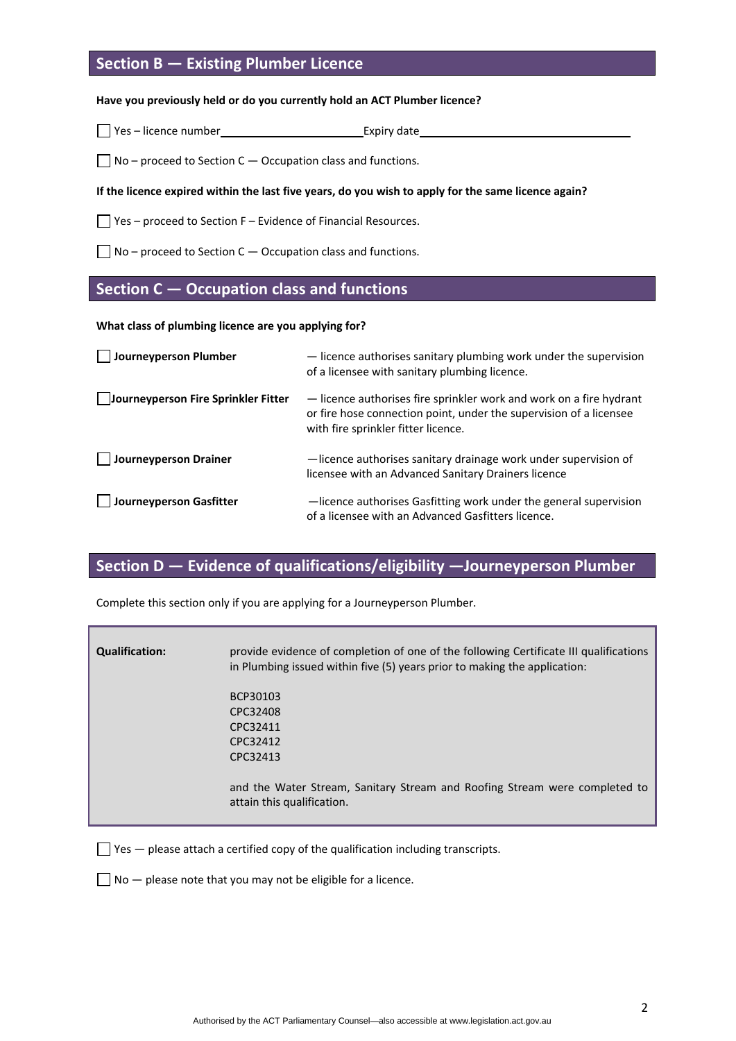## Section B — Existing Plumber Licence

**Have you previously held or do you currently hold an ACT Plumber licence?**

☐ Yes – licence number\_\_\_\_\_\_\_\_\_\_\_\_\_\_\_\_\_\_\_\_\_\_ Expiry date\_\_\_\_\_\_\_\_\_\_\_\_\_\_\_\_\_\_\_\_\_\_\_\_\_\_\_\_\_\_\_\_\_\_

☐ No – proceed to Section C — Occupation class and functions.

**If the licence expired within the last five years, do you wish to apply for the same licence again?**

☐ Yes – proceed to Section F – Evidence of Financial Resources.

☐ No – proceed to Section C — Occupation class and functions.

## Section C — Occupation class and functions

**What class of plumbing licence are you applying for?**

| | |
|---|---|
| ☐ **Journeyperson Plumber** | — licence authorises sanitary plumbing work under the supervision of a licensee with sanitary plumbing licence. |
| ☐ **Journeyperson Fire Sprinkler Fitter** | — licence authorises fire sprinkler work and work on a fire hydrant or fire hose connection point, under the supervision of a licensee with fire sprinkler fitter licence. |
| ☐ **Journeyperson Drainer** | —licence authorises sanitary drainage work under supervision of licensee with an Advanced Sanitary Drainers licence |
| ☐ **Journeyperson Gasfitter** | —licence authorises Gasfitting work under the general supervision of a licensee with an Advanced Gasfitters licence. |

## Section D — Evidence of qualifications/eligibility —Journeyperson Plumber

Complete this section only if you are applying for a Journeyperson Plumber.

| | |
|---|---|
| **Qualification:** | provide evidence of completion of one of the following Certificate III qualifications in Plumbing issued within five (5) years prior to making the application:<br><br>BCP30103<br>CPC32408<br>CPC32411<br>CPC32412<br>CPC32413<br><br>and the Water Stream, Sanitary Stream and Roofing Stream were completed to attain this qualification. |

☐ Yes — please attach a certified copy of the qualification including transcripts.

☐ No — please note that you may not be eligible for a licence.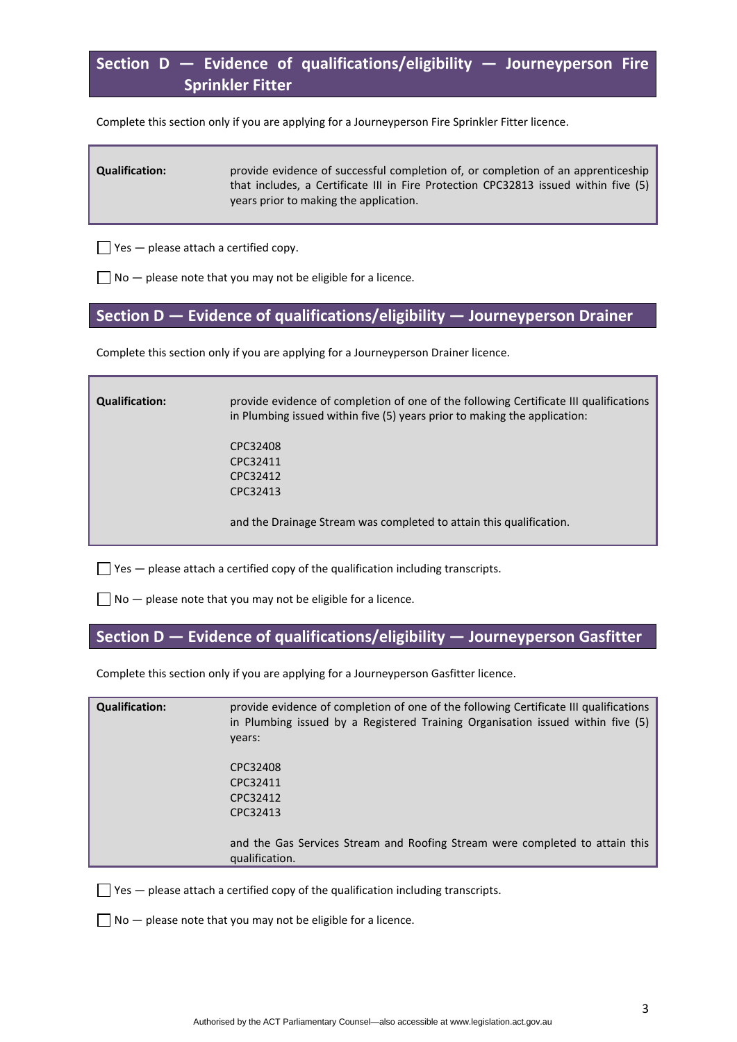## Section D — Evidence of qualifications/eligibility — Journeyperson Fire Sprinkler Fitter

Complete this section only if you are applying for a Journeyperson Fire Sprinkler Fitter licence.

| | |
|---|---|
| **Qualification:** | provide evidence of successful completion of, or completion of an apprenticeship that includes, a Certificate III in Fire Protection CPC32813 issued within five (5) years prior to making the application. |

☐ Yes — please attach a certified copy.

☐ No — please note that you may not be eligible for a licence.

## Section D — Evidence of qualifications/eligibility — Journeyperson Drainer

Complete this section only if you are applying for a Journeyperson Drainer licence.

| | |
|---|---|
| **Qualification:** | provide evidence of completion of one of the following Certificate III qualifications in Plumbing issued within five (5) years prior to making the application:<br><br>CPC32408<br>CPC32411<br>CPC32412<br>CPC32413<br><br>and the Drainage Stream was completed to attain this qualification. |

☐ Yes — please attach a certified copy of the qualification including transcripts.

☐ No — please note that you may not be eligible for a licence.

## Section D — Evidence of qualifications/eligibility — Journeyperson Gasfitter

Complete this section only if you are applying for a Journeyperson Gasfitter licence.

| | |
|---|---|
| **Qualification:** | provide evidence of completion of one of the following Certificate III qualifications in Plumbing issued by a Registered Training Organisation issued within five (5) years:<br><br>CPC32408<br>CPC32411<br>CPC32412<br>CPC32413<br><br>and the Gas Services Stream and Roofing Stream were completed to attain this qualification. |

☐ Yes — please attach a certified copy of the qualification including transcripts.

☐ No — please note that you may not be eligible for a licence.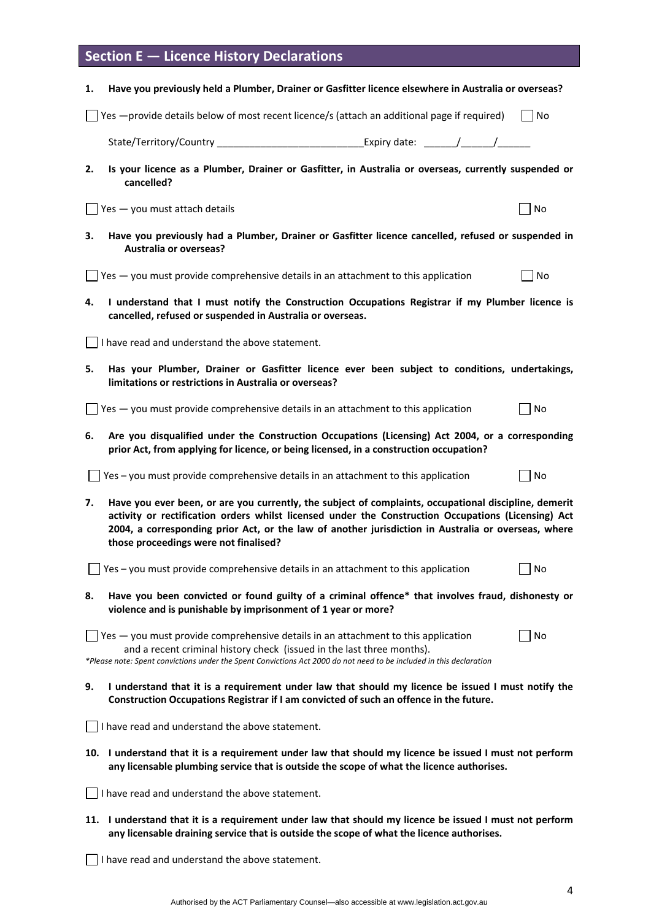## Section E — Licence History Declarations

**1. Have you previously held a Plumber, Drainer or Gasfitter licence elsewhere in Australia or overseas?**

☐ Yes —provide details below of most recent licence/s (attach an additional page if required) ☐ No

State/Territory/Country ___________________________Expiry date: ______/______/______

**2. Is your licence as a Plumber, Drainer or Gasfitter, in Australia or overseas, currently suspended or cancelled?**

☐ Yes — you must attach details ☐ No

**3. Have you previously had a Plumber, Drainer or Gasfitter licence cancelled, refused or suspended in Australia or overseas?**

☐ Yes — you must provide comprehensive details in an attachment to this application ☐ No

**4. I understand that I must notify the Construction Occupations Registrar if my Plumber licence is cancelled, refused or suspended in Australia or overseas.**

☐ I have read and understand the above statement.

**5. Has your Plumber, Drainer or Gasfitter licence ever been subject to conditions, undertakings, limitations or restrictions in Australia or overseas?**

☐ Yes — you must provide comprehensive details in an attachment to this application ☐ No

**6. Are you disqualified under the Construction Occupations (Licensing) Act 2004, or a corresponding prior Act, from applying for licence, or being licensed, in a construction occupation?**

☐ Yes – you must provide comprehensive details in an attachment to this application ☐ No

**7. Have you ever been, or are you currently, the subject of complaints, occupational discipline, demerit activity or rectification orders whilst licensed under the Construction Occupations (Licensing) Act 2004, a corresponding prior Act, or the law of another jurisdiction in Australia or overseas, where those proceedings were not finalised?**

☐ Yes – you must provide comprehensive details in an attachment to this application ☐ No

**8. Have you been convicted or found guilty of a criminal offence* that involves fraud, dishonesty or violence and is punishable by imprisonment of 1 year or more?**

☐ Yes — you must provide comprehensive details in an attachment to this application and a recent criminal history check (issued in the last three months). ☐ No

*\*Please note: Spent convictions under the Spent Convictions Act 2000 do not need to be included in this declaration*

**9. I understand that it is a requirement under law that should my licence be issued I must notify the Construction Occupations Registrar if I am convicted of such an offence in the future.**

☐ I have read and understand the above statement.

**10. I understand that it is a requirement under law that should my licence be issued I must not perform any licensable plumbing service that is outside the scope of what the licence authorises.**

☐ I have read and understand the above statement.

**11. I understand that it is a requirement under law that should my licence be issued I must not perform any licensable draining service that is outside the scope of what the licence authorises.**

☐ I have read and understand the above statement.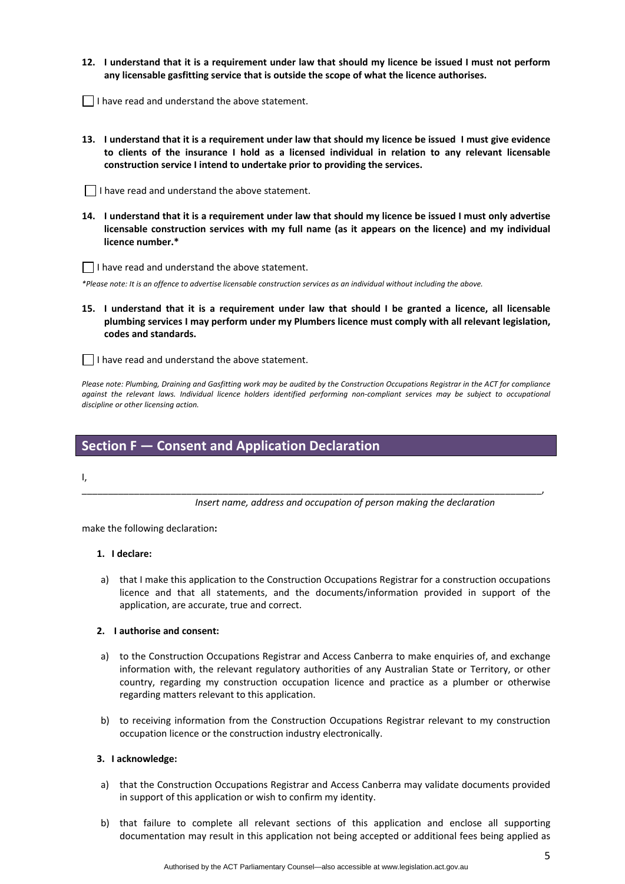**12. I understand that it is a requirement under law that should my licence be issued I must not perform any licensable gasfitting service that is outside the scope of what the licence authorises.**

☐ I have read and understand the above statement.

**13. I understand that it is a requirement under law that should my licence be issued I must give evidence to clients of the insurance I hold as a licensed individual in relation to any relevant licensable construction service I intend to undertake prior to providing the services.**

☐ I have read and understand the above statement.

**14. I understand that it is a requirement under law that should my licence be issued I must only advertise licensable construction services with my full name (as it appears on the licence) and my individual licence number.***

☐ I have read and understand the above statement.

*\*Please note: It is an offence to advertise licensable construction services as an individual without including the above.*

**15. I understand that it is a requirement under law that should I be granted a licence, all licensable plumbing services I may perform under my Plumbers licence must comply with all relevant legislation, codes and standards.**

☐ I have read and understand the above statement.

*Please note: Plumbing, Draining and Gasfitting work may be audited by the Construction Occupations Registrar in the ACT for compliance against the relevant laws. Individual licence holders identified performing non-compliant services may be subject to occupational discipline or other licensing action.*

## Section F — Consent and Application Declaration

I,

______________________________________________________________________________________,

*Insert name, address and occupation of person making the declaration*

make the following declaration**:**

**1. I declare:**

a) that I make this application to the Construction Occupations Registrar for a construction occupations licence and that all statements, and the documents/information provided in support of the application, are accurate, true and correct.

**2. I authorise and consent:**

a) to the Construction Occupations Registrar and Access Canberra to make enquiries of, and exchange information with, the relevant regulatory authorities of any Australian State or Territory, or other country, regarding my construction occupation licence and practice as a plumber or otherwise regarding matters relevant to this application.

b) to receiving information from the Construction Occupations Registrar relevant to my construction occupation licence or the construction industry electronically.

**3. I acknowledge:**

a) that the Construction Occupations Registrar and Access Canberra may validate documents provided in support of this application or wish to confirm my identity.

b) that failure to complete all relevant sections of this application and enclose all supporting documentation may result in this application not being accepted or additional fees being applied as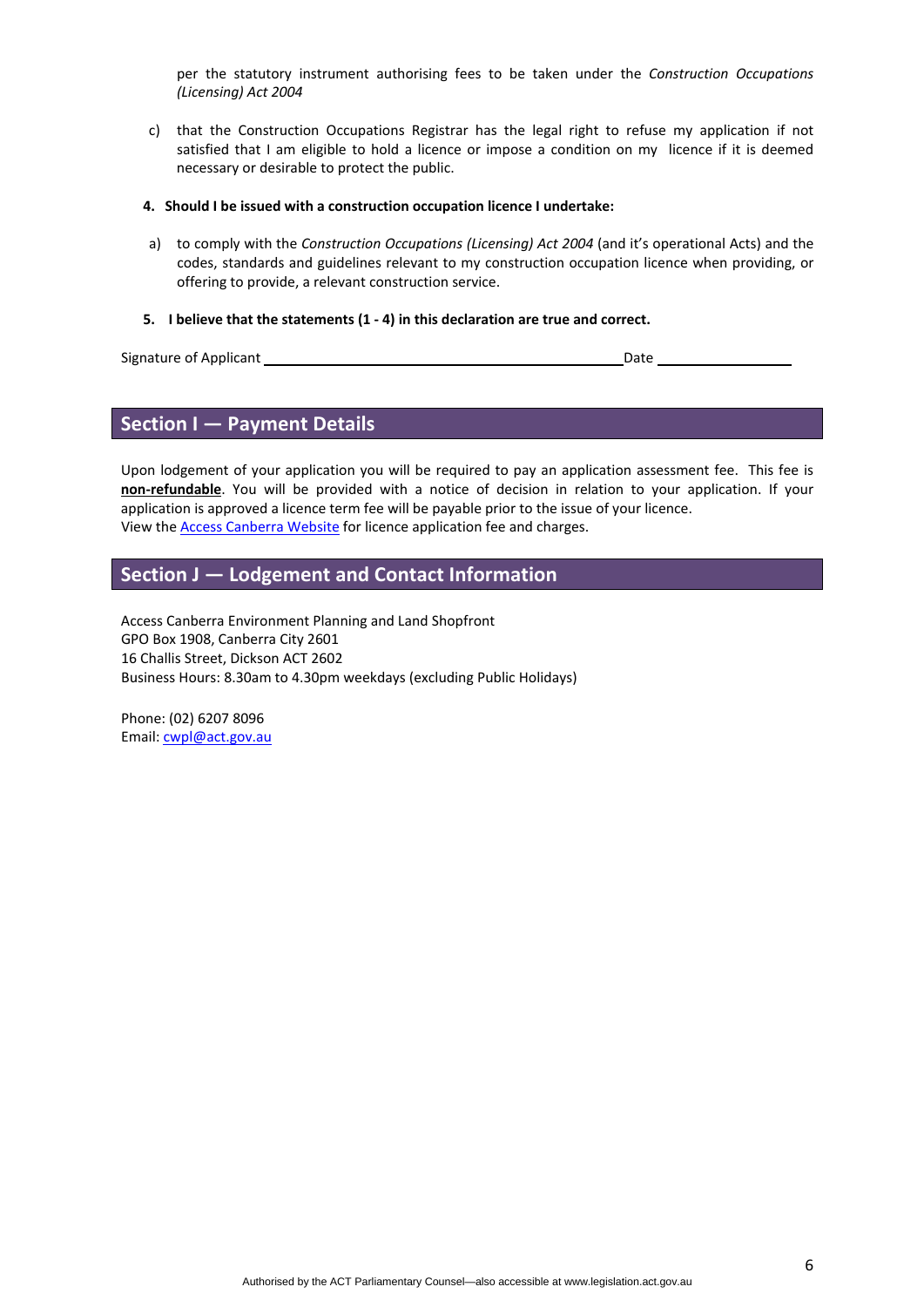per the statutory instrument authorising fees to be taken under the *Construction Occupations (Licensing) Act 2004*

c) that the Construction Occupations Registrar has the legal right to refuse my application if not satisfied that I am eligible to hold a licence or impose a condition on my licence if it is deemed necessary or desirable to protect the public.

**4. Should I be issued with a construction occupation licence I undertake:**

a) to comply with the *Construction Occupations (Licensing) Act 2004* (and it's operational Acts) and the codes, standards and guidelines relevant to my construction occupation licence when providing, or offering to provide, a relevant construction service.

**5. I believe that the statements (1 - 4) in this declaration are true and correct.**

Signature of Applicant ________________________________________ Date ________________

## Section I — Payment Details

Upon lodgement of your application you will be required to pay an application assessment fee. This fee is **non-refundable**. You will be provided with a notice of decision in relation to your application. If your application is approved a licence term fee will be payable prior to the issue of your licence.
View the Access Canberra Website for licence application fee and charges.

## Section J — Lodgement and Contact Information

Access Canberra Environment Planning and Land Shopfront
GPO Box 1908, Canberra City 2601
16 Challis Street, Dickson ACT 2602
Business Hours: 8.30am to 4.30pm weekdays (excluding Public Holidays)

Phone: (02) 6207 8096
Email: cwpl@act.gov.au